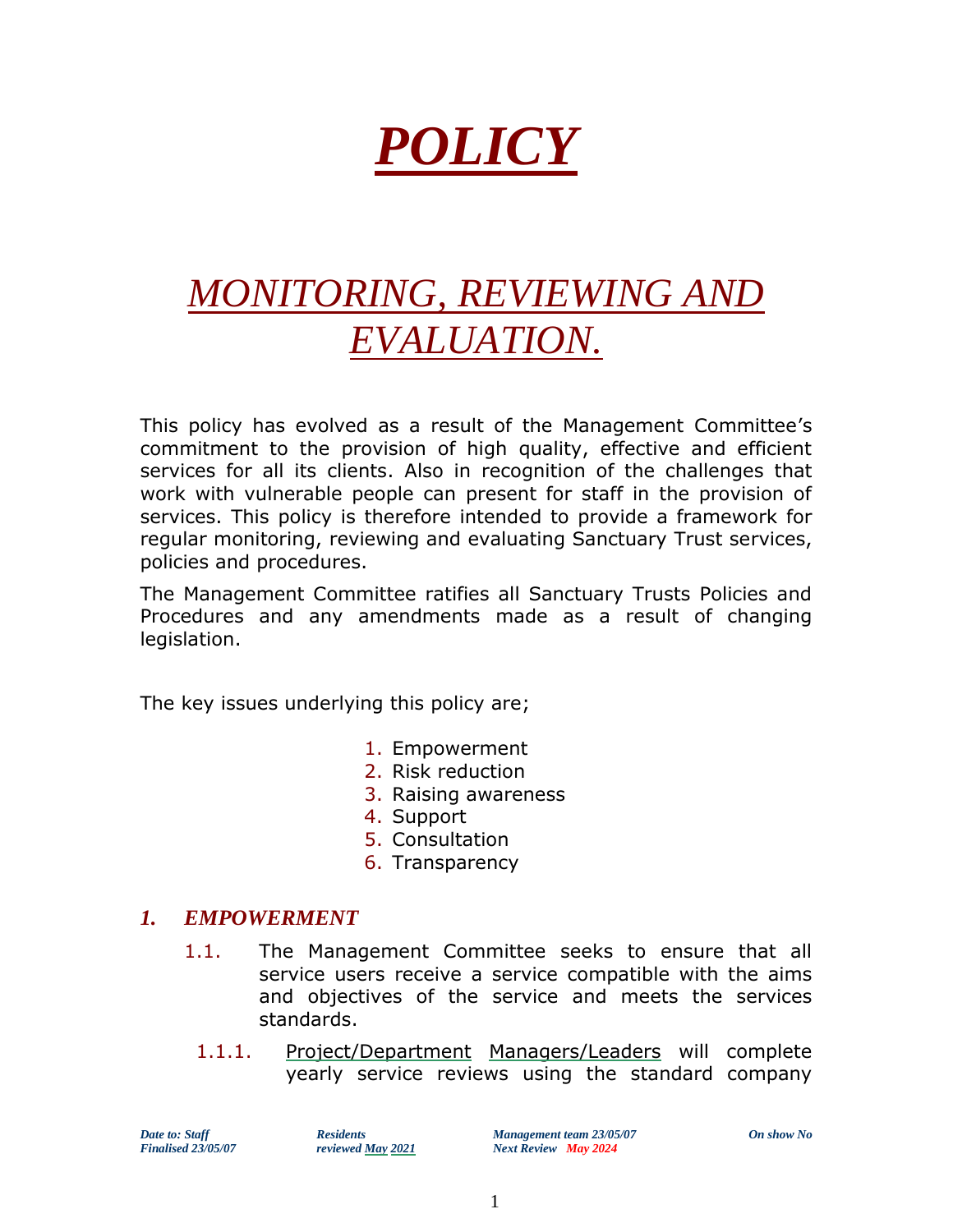# *POLICY*

## *MONITORING, REVIEWING AND EVALUATION.*

This policy has evolved as a result of the Management Committee's commitment to the provision of high quality, effective and efficient services for all its clients. Also in recognition of the challenges that work with vulnerable people can present for staff in the provision of services. This policy is therefore intended to provide a framework for regular monitoring, reviewing and evaluating Sanctuary Trust services, policies and procedures.

The Management Committee ratifies all Sanctuary Trusts Policies and Procedures and any amendments made as a result of changing legislation.

The key issues underlying this policy are;

1. Empowerment
2. Risk reduction
3. Raising awareness
4. Support
5. Consultation
6. Transparency

### *1. EMPOWERMENT*

1.1. The Management Committee seeks to ensure that all service users receive a service compatible with the aims and objectives of the service and meets the services standards.

1.1.1. Project/Department Managers/Leaders will complete yearly service reviews using the standard company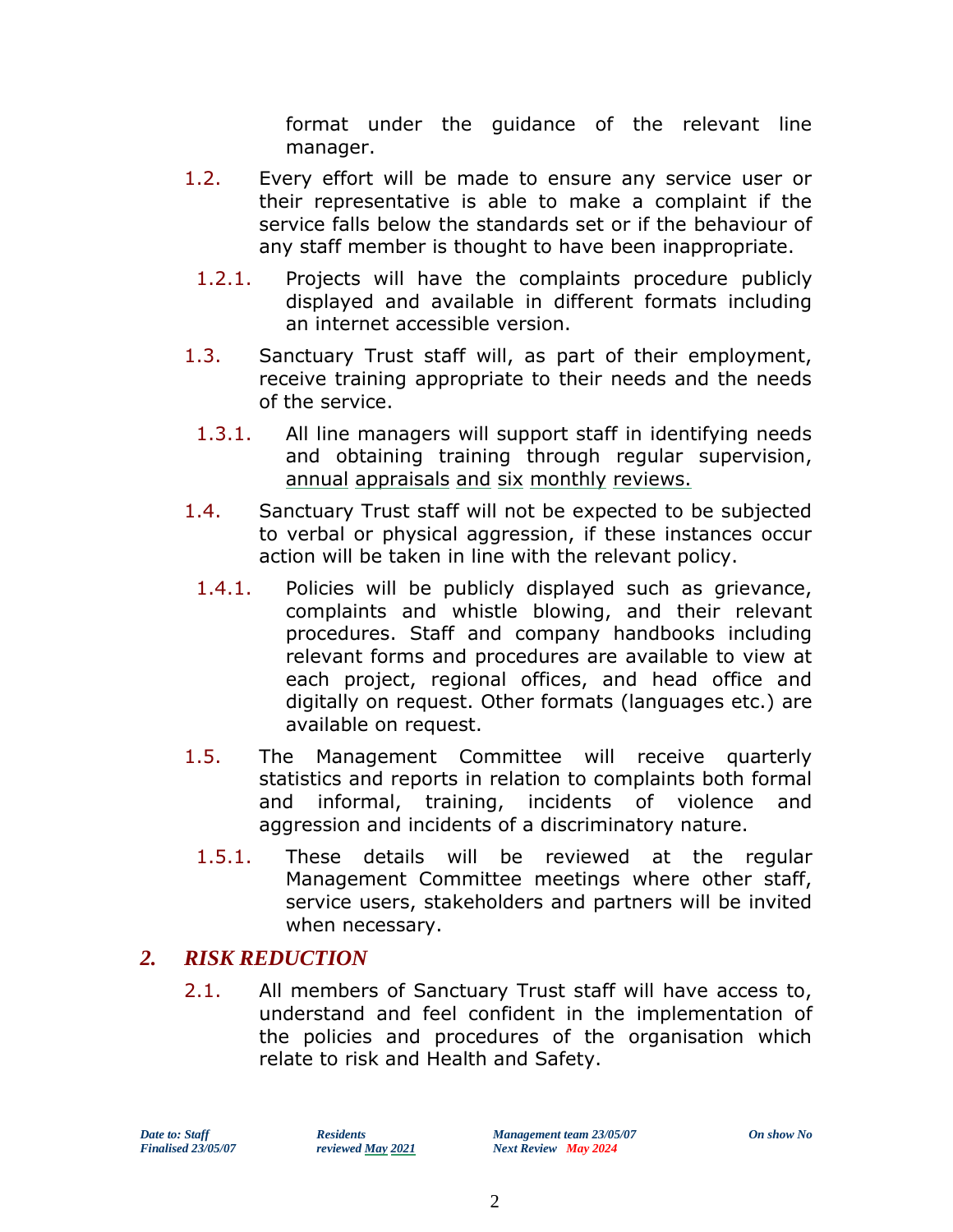format under the guidance of the relevant line manager.

1.2. Every effort will be made to ensure any service user or their representative is able to make a complaint if the service falls below the standards set or if the behaviour of any staff member is thought to have been inappropriate.

1.2.1. Projects will have the complaints procedure publicly displayed and available in different formats including an internet accessible version.

1.3. Sanctuary Trust staff will, as part of their employment, receive training appropriate to their needs and the needs of the service.

1.3.1. All line managers will support staff in identifying needs and obtaining training through regular supervision, annual appraisals and six monthly reviews.

1.4. Sanctuary Trust staff will not be expected to be subjected to verbal or physical aggression, if these instances occur action will be taken in line with the relevant policy.

1.4.1. Policies will be publicly displayed such as grievance, complaints and whistle blowing, and their relevant procedures. Staff and company handbooks including relevant forms and procedures are available to view at each project, regional offices, and head office and digitally on request. Other formats (languages etc.) are available on request.

1.5. The Management Committee will receive quarterly statistics and reports in relation to complaints both formal and informal, training, incidents of violence and aggression and incidents of a discriminatory nature.

1.5.1. These details will be reviewed at the regular Management Committee meetings where other staff, service users, stakeholders and partners will be invited when necessary.

## *2. RISK REDUCTION*

2.1. All members of Sanctuary Trust staff will have access to, understand and feel confident in the implementation of the policies and procedures of the organisation which relate to risk and Health and Safety.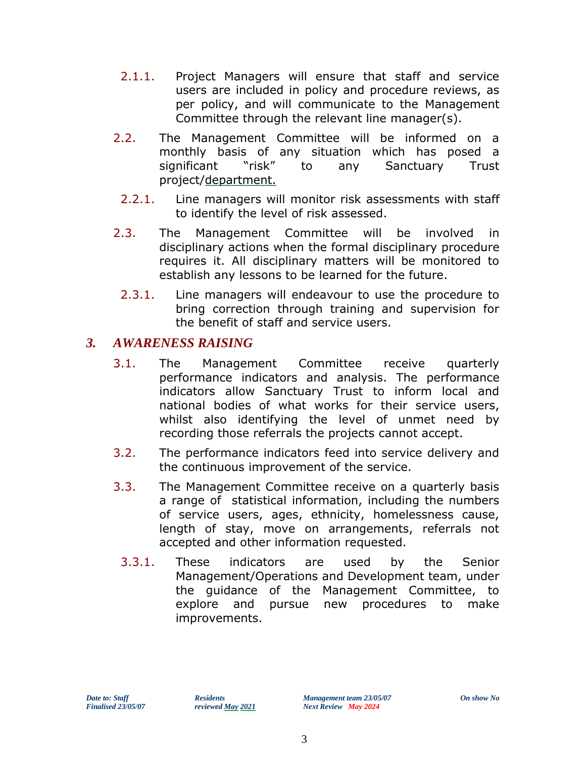2.1.1. Project Managers will ensure that staff and service users are included in policy and procedure reviews, as per policy, and will communicate to the Management Committee through the relevant line manager(s).

2.2. The Management Committee will be informed on a monthly basis of any situation which has posed a significant "risk" to any Sanctuary Trust project/department.

2.2.1. Line managers will monitor risk assessments with staff to identify the level of risk assessed.

2.3. The Management Committee will be involved in disciplinary actions when the formal disciplinary procedure requires it. All disciplinary matters will be monitored to establish any lessons to be learned for the future.

2.3.1. Line managers will endeavour to use the procedure to bring correction through training and supervision for the benefit of staff and service users.

## *3. AWARENESS RAISING*

3.1. The Management Committee receive quarterly performance indicators and analysis. The performance indicators allow Sanctuary Trust to inform local and national bodies of what works for their service users, whilst also identifying the level of unmet need by recording those referrals the projects cannot accept.

3.2. The performance indicators feed into service delivery and the continuous improvement of the service.

3.3. The Management Committee receive on a quarterly basis a range of statistical information, including the numbers of service users, ages, ethnicity, homelessness cause, length of stay, move on arrangements, referrals not accepted and other information requested.

3.3.1. These indicators are used by the Senior Management/Operations and Development team, under the guidance of the Management Committee, to explore and pursue new procedures to make improvements.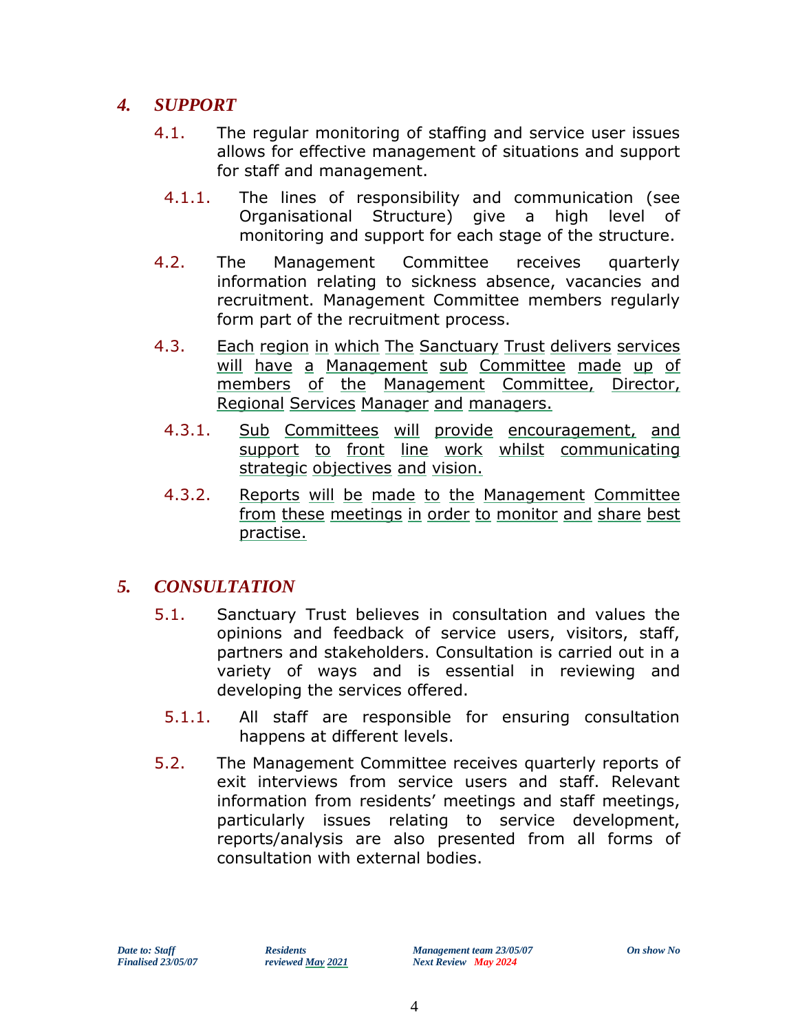## 4. SUPPORT

4.1. The regular monitoring of staffing and service user issues allows for effective management of situations and support for staff and management.

4.1.1. The lines of responsibility and communication (see Organisational Structure) give a high level of monitoring and support for each stage of the structure.

4.2. The Management Committee receives quarterly information relating to sickness absence, vacancies and recruitment. Management Committee members regularly form part of the recruitment process.

4.3. Each region in which The Sanctuary Trust delivers services will have a Management sub Committee made up of members of the Management Committee, Director, Regional Services Manager and managers.

4.3.1. Sub Committees will provide encouragement, and support to front line work whilst communicating strategic objectives and vision.

4.3.2. Reports will be made to the Management Committee from these meetings in order to monitor and share best practise.

## 5. CONSULTATION

5.1. Sanctuary Trust believes in consultation and values the opinions and feedback of service users, visitors, staff, partners and stakeholders. Consultation is carried out in a variety of ways and is essential in reviewing and developing the services offered.

5.1.1. All staff are responsible for ensuring consultation happens at different levels.

5.2. The Management Committee receives quarterly reports of exit interviews from service users and staff. Relevant information from residents' meetings and staff meetings, particularly issues relating to service development, reports/analysis are also presented from all forms of consultation with external bodies.

*Date to: Staff* *Residents* *Management team 23/05/07* *On show No*
*Finalised 23/05/07* *reviewed May 2021* *Next Review May 2024*